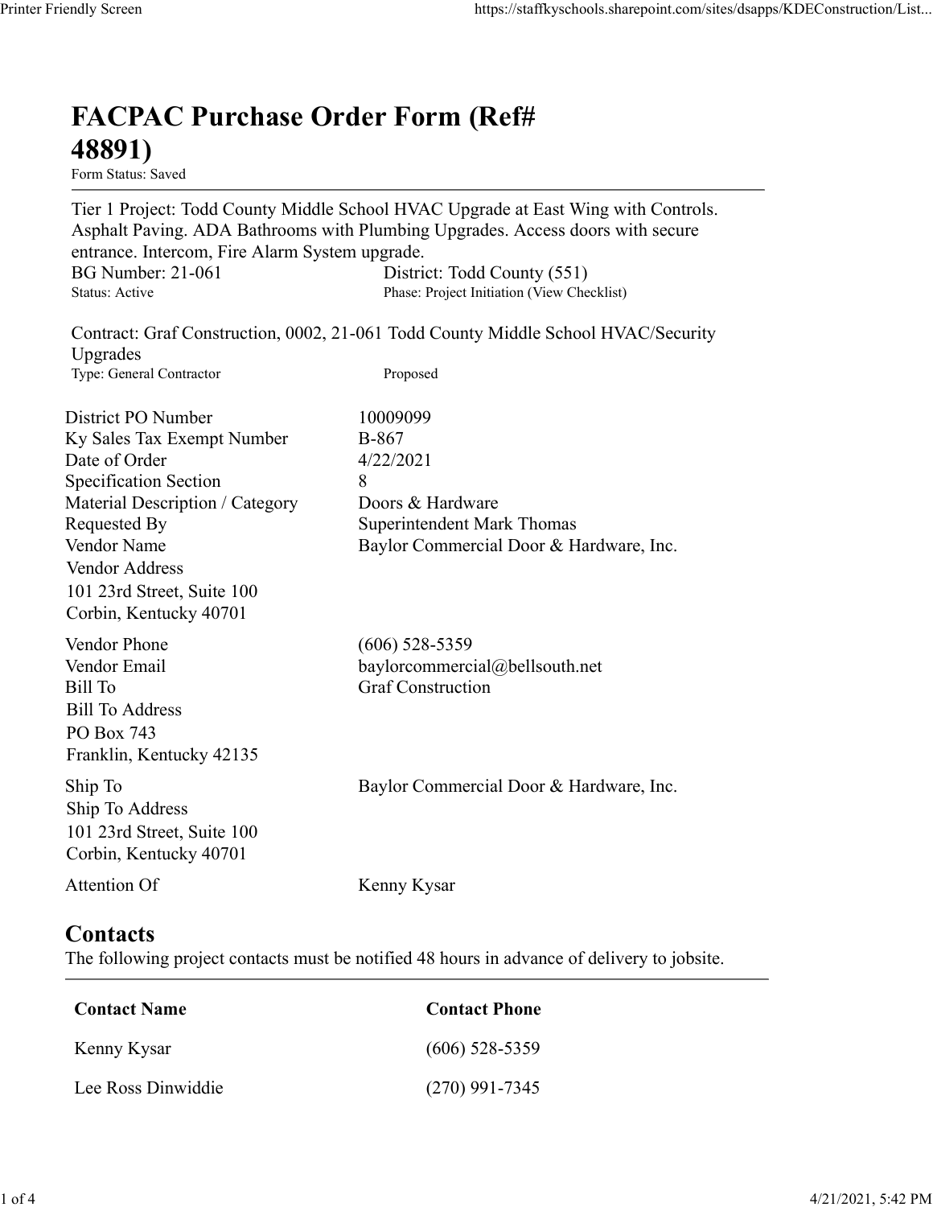# FACPAC Purchase Order Form (Ref# 48891)

Form Status: Saved

---

Tier 1 Project: Todd County Middle School HVAC Upgrade at East Wing with Controls. Asphalt Paving. ADA Bathrooms with Plumbing Upgrades. Access doors with secure entrance. Intercom, Fire Alarm System upgrade.

BG Number: 21-061 District: Todd County (551)

Status: Active Phase: Project Initiation (View Checklist)

Contract: Graf Construction, 0002, 21-061 Todd County Middle School HVAC/Security Upgrades

Type: General Contractor Proposed

| | |
|---|---|
| District PO Number | 10009099 |
| Ky Sales Tax Exempt Number | B-867 |
| Date of Order | 4/22/2021 |
| Specification Section | 8 |
| Material Description / Category | Doors & Hardware |
| Requested By | Superintendent Mark Thomas |
| Vendor Name | Baylor Commercial Door & Hardware, Inc. |
| Vendor Address | 101 23rd Street, Suite 100<br>Corbin, Kentucky 40701 |
| Vendor Phone | (606) 528-5359 |
| Vendor Email | baylorcommercial@bellsouth.net |
| Bill To | Graf Construction |
| Bill To Address | PO Box 743<br>Franklin, Kentucky 42135 |
| Ship To | Baylor Commercial Door & Hardware, Inc. |
| Ship To Address | 101 23rd Street, Suite 100<br>Corbin, Kentucky 40701 |
| Attention Of | Kenny Kysar |

## Contacts

The following project contacts must be notified 48 hours in advance of delivery to jobsite.

| Contact Name | Contact Phone |
|---|---|
| Kenny Kysar | (606) 528-5359 |
| Lee Ross Dinwiddie | (270) 991-7345 |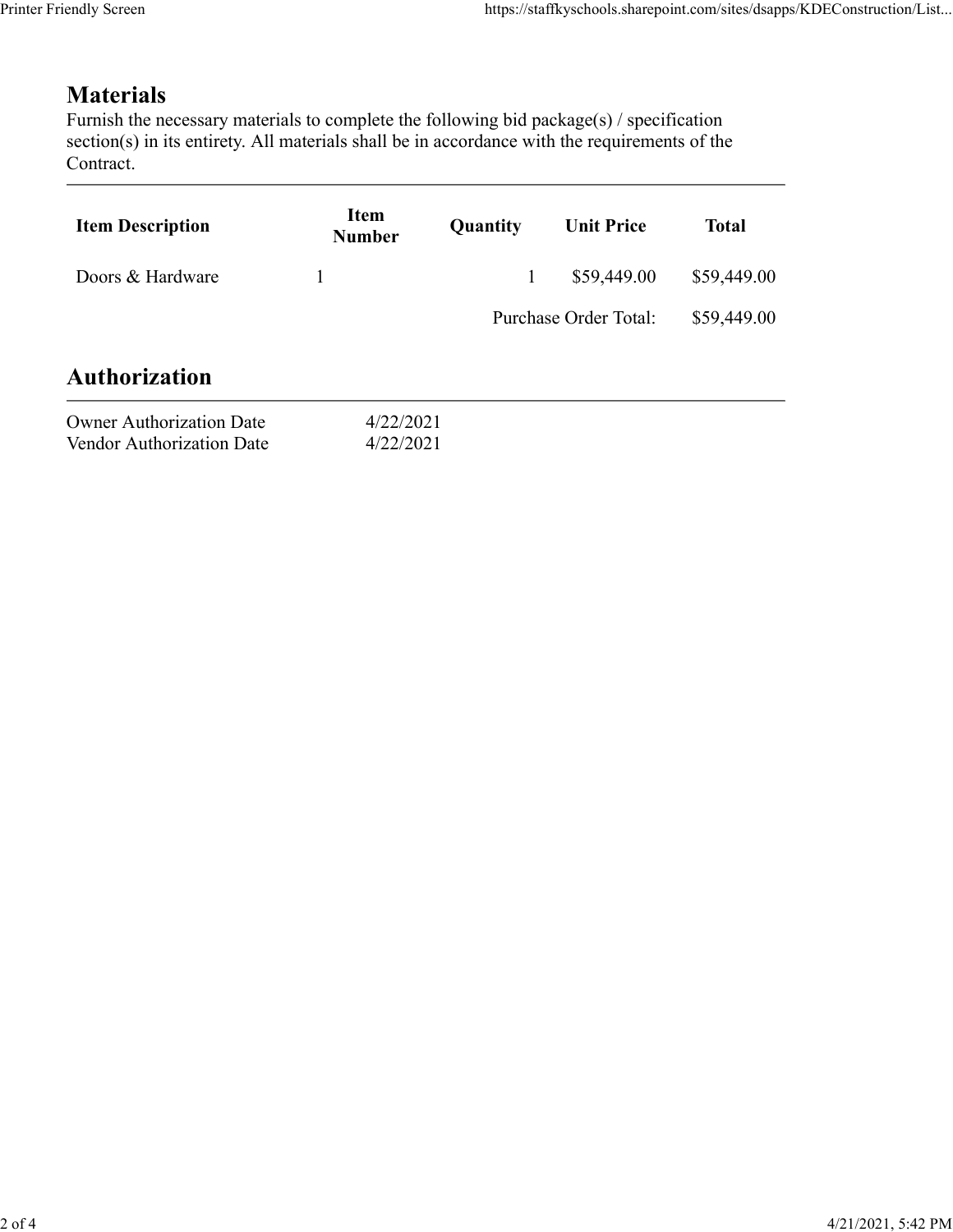## Materials

Furnish the necessary materials to complete the following bid package(s) / specification section(s) in its entirety. All materials shall be in accordance with the requirements of the Contract.

| Item Description | Item Number | Quantity | Unit Price | Total |
|---|---|---|---|---|
| Doors & Hardware | 1 | 1 | $59,449.00 | $59,449.00 |
| | | | Purchase Order Total: | $59,449.00 |

## Authorization

| | |
|---|---|
| Owner Authorization Date | 4/22/2021 |
| Vendor Authorization Date | 4/22/2021 |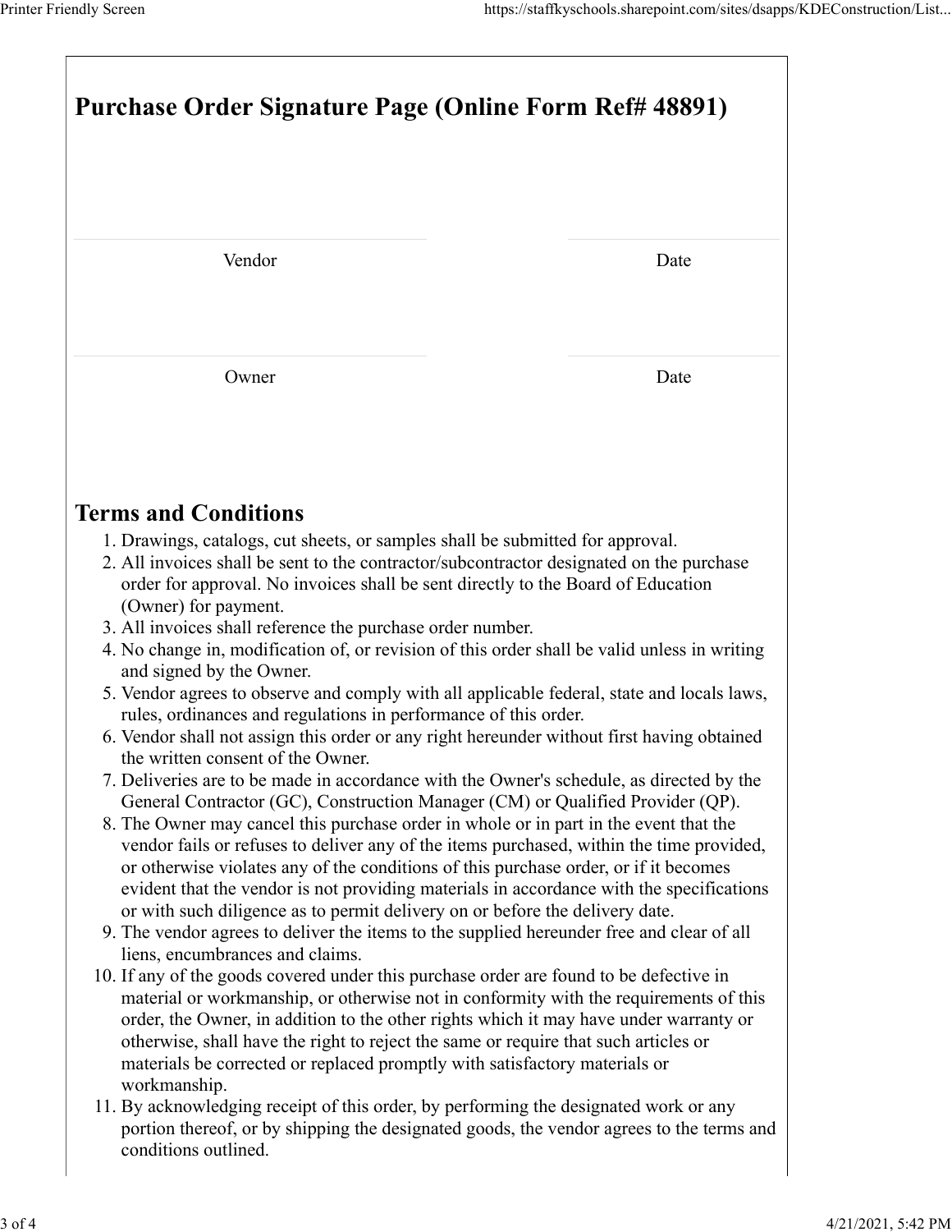# Purchase Order Signature Page (Online Form Ref# 48891)

| Vendor | Date |
|---|---|

| Owner | Date |
|---|---|

## Terms and Conditions

1. Drawings, catalogs, cut sheets, or samples shall be submitted for approval.
2. All invoices shall be sent to the contractor/subcontractor designated on the purchase order for approval. No invoices shall be sent directly to the Board of Education (Owner) for payment.
3. All invoices shall reference the purchase order number.
4. No change in, modification of, or revision of this order shall be valid unless in writing and signed by the Owner.
5. Vendor agrees to observe and comply with all applicable federal, state and locals laws, rules, ordinances and regulations in performance of this order.
6. Vendor shall not assign this order or any right hereunder without first having obtained the written consent of the Owner.
7. Deliveries are to be made in accordance with the Owner's schedule, as directed by the General Contractor (GC), Construction Manager (CM) or Qualified Provider (QP).
8. The Owner may cancel this purchase order in whole or in part in the event that the vendor fails or refuses to deliver any of the items purchased, within the time provided, or otherwise violates any of the conditions of this purchase order, or if it becomes evident that the vendor is not providing materials in accordance with the specifications or with such diligence as to permit delivery on or before the delivery date.
9. The vendor agrees to deliver the items to the supplied hereunder free and clear of all liens, encumbrances and claims.
10. If any of the goods covered under this purchase order are found to be defective in material or workmanship, or otherwise not in conformity with the requirements of this order, the Owner, in addition to the other rights which it may have under warranty or otherwise, shall have the right to reject the same or require that such articles or materials be corrected or replaced promptly with satisfactory materials or workmanship.
11. By acknowledging receipt of this order, by performing the designated work or any portion thereof, or by shipping the designated goods, the vendor agrees to the terms and conditions outlined.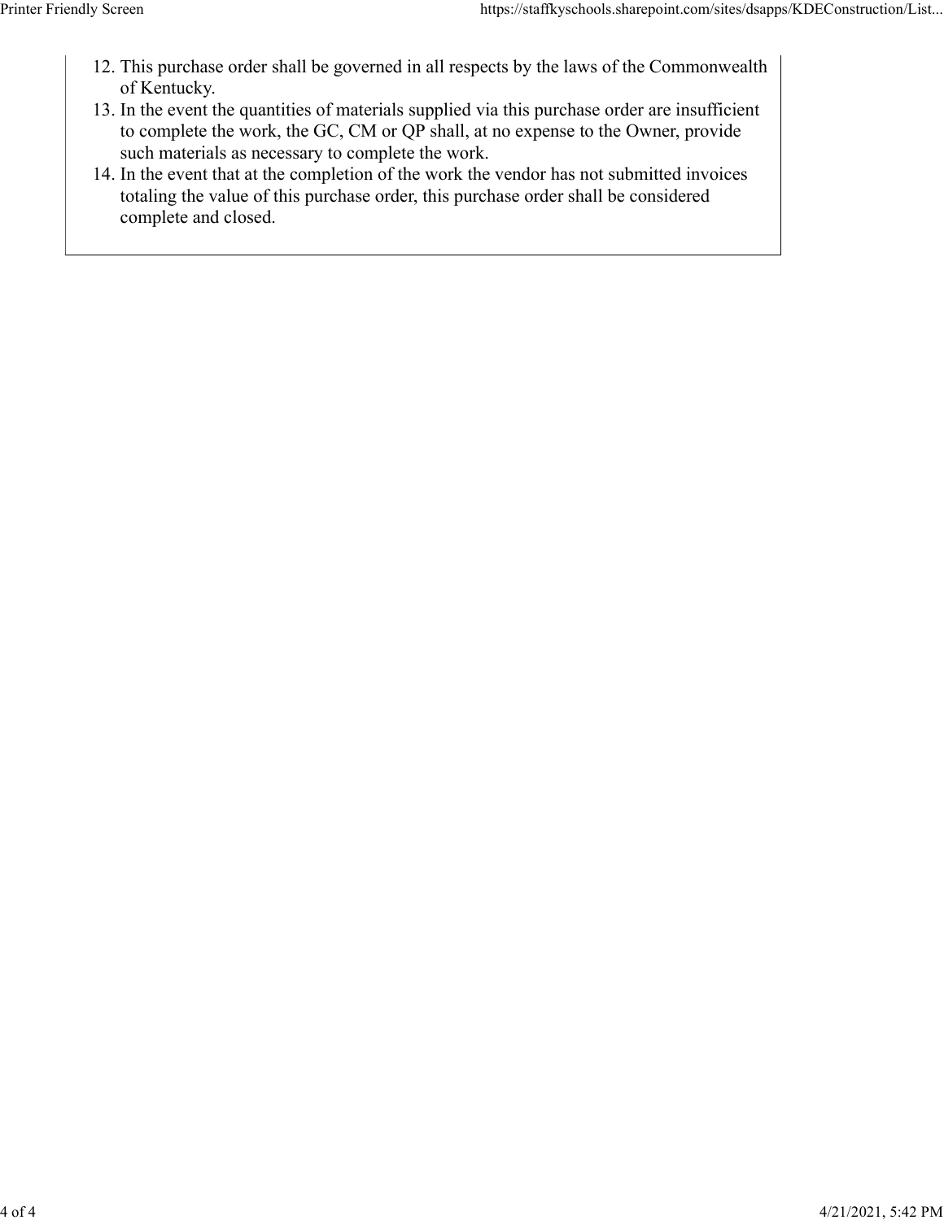12. This purchase order shall be governed in all respects by the laws of the Commonwealth of Kentucky.
13. In the event the quantities of materials supplied via this purchase order are insufficient to complete the work, the GC, CM or QP shall, at no expense to the Owner, provide such materials as necessary to complete the work.
14. In the event that at the completion of the work the vendor has not submitted invoices totaling the value of this purchase order, this purchase order shall be considered complete and closed.